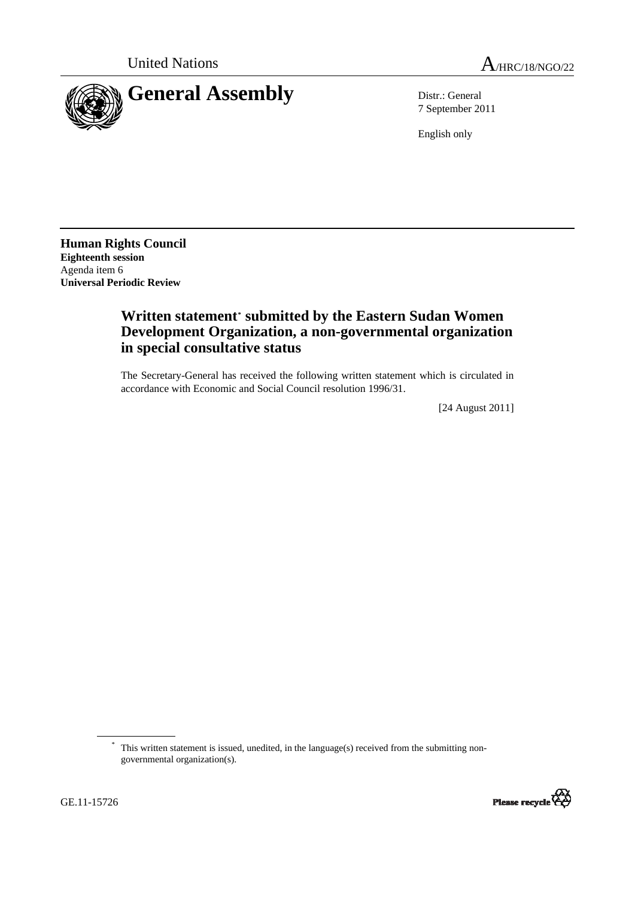United Nations | A/HRC/18/NGO/22

# General Assembly

Distr.: General
7 September 2011

English only

**Human Rights Council**
**Eighteenth session**
Agenda item 6
**Universal Periodic Review**

## Written statement* submitted by the Eastern Sudan Women Development Organization, a non-governmental organization in special consultative status

The Secretary-General has received the following written statement which is circulated in accordance with Economic and Social Council resolution 1996/31.

[24 August 2011]

---

\* This written statement is issued, unedited, in the language(s) received from the submitting non-governmental organization(s).

GE.11-15726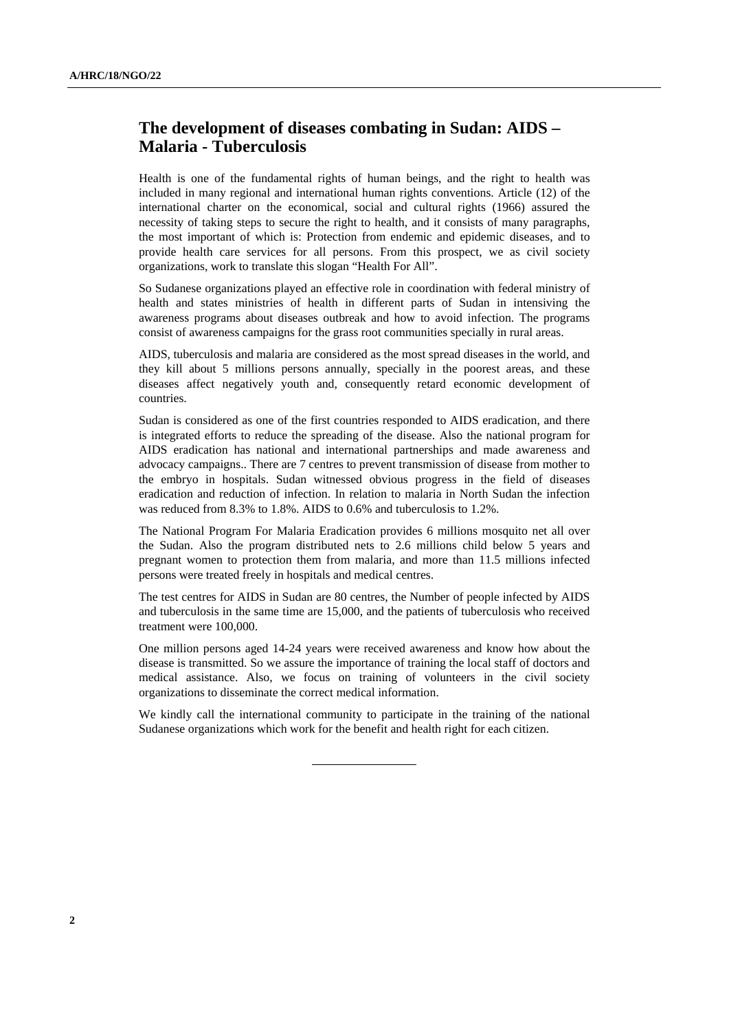## The development of diseases combating in Sudan: AIDS – Malaria - Tuberculosis

Health is one of the fundamental rights of human beings, and the right to health was included in many regional and international human rights conventions. Article (12) of the international charter on the economical, social and cultural rights (1966) assured the necessity of taking steps to secure the right to health, and it consists of many paragraphs, the most important of which is: Protection from endemic and epidemic diseases, and to provide health care services for all persons. From this prospect, we as civil society organizations, work to translate this slogan "Health For All".

So Sudanese organizations played an effective role in coordination with federal ministry of health and states ministries of health in different parts of Sudan in intensiving the awareness programs about diseases outbreak and how to avoid infection. The programs consist of awareness campaigns for the grass root communities specially in rural areas.

AIDS, tuberculosis and malaria are considered as the most spread diseases in the world, and they kill about 5 millions persons annually, specially in the poorest areas, and these diseases affect negatively youth and, consequently retard economic development of countries.

Sudan is considered as one of the first countries responded to AIDS eradication, and there is integrated efforts to reduce the spreading of the disease. Also the national program for AIDS eradication has national and international partnerships and made awareness and advocacy campaigns.. There are 7 centres to prevent transmission of disease from mother to the embryo in hospitals. Sudan witnessed obvious progress in the field of diseases eradication and reduction of infection. In relation to malaria in North Sudan the infection was reduced from 8.3% to 1.8%. AIDS to 0.6% and tuberculosis to 1.2%.

The National Program For Malaria Eradication provides 6 millions mosquito net all over the Sudan. Also the program distributed nets to 2.6 millions child below 5 years and pregnant women to protection them from malaria, and more than 11.5 millions infected persons were treated freely in hospitals and medical centres.

The test centres for AIDS in Sudan are 80 centres, the Number of people infected by AIDS and tuberculosis in the same time are 15,000, and the patients of tuberculosis who received treatment were 100,000.

One million persons aged 14-24 years were received awareness and know how about the disease is transmitted. So we assure the importance of training the local staff of doctors and medical assistance. Also, we focus on training of volunteers in the civil society organizations to disseminate the correct medical information.

We kindly call the international community to participate in the training of the national Sudanese organizations which work for the benefit and health right for each citizen.